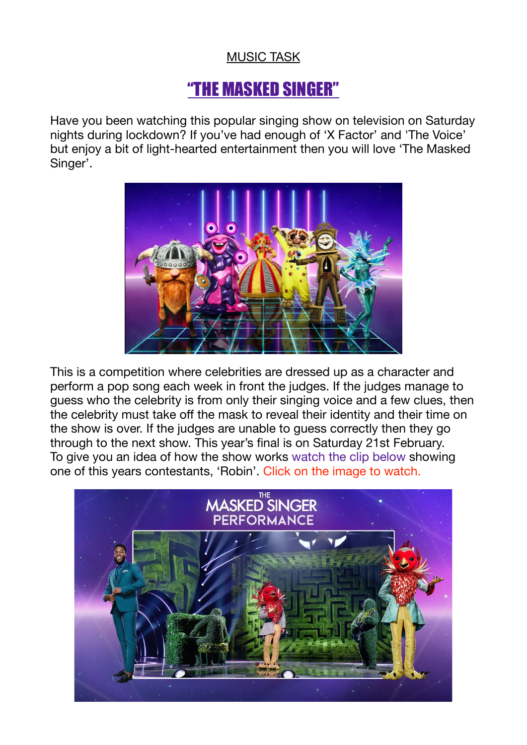MUSIC TASK

# "THE MASKED SINGER"

Have you been watching this popular singing show on television on Saturday nights during lockdown? If you've had enough of 'X Factor' and 'The Voice' but enjoy a bit of light-hearted entertainment then you will love 'The Masked Singer'.

This is a competition where celebrities are dressed up as a character and perform a pop song each week in front the judges. If the judges manage to guess who the celebrity is from only their singing voice and a few clues, then the celebrity must take off the mask to reveal their identity and their time on the show is over. If the judges are unable to guess correctly then they go through to the next show. This year's final is on Saturday 21st February. To give you an idea of how the show works watch the clip below showing one of this years contestants, 'Robin'. Click on the image to watch.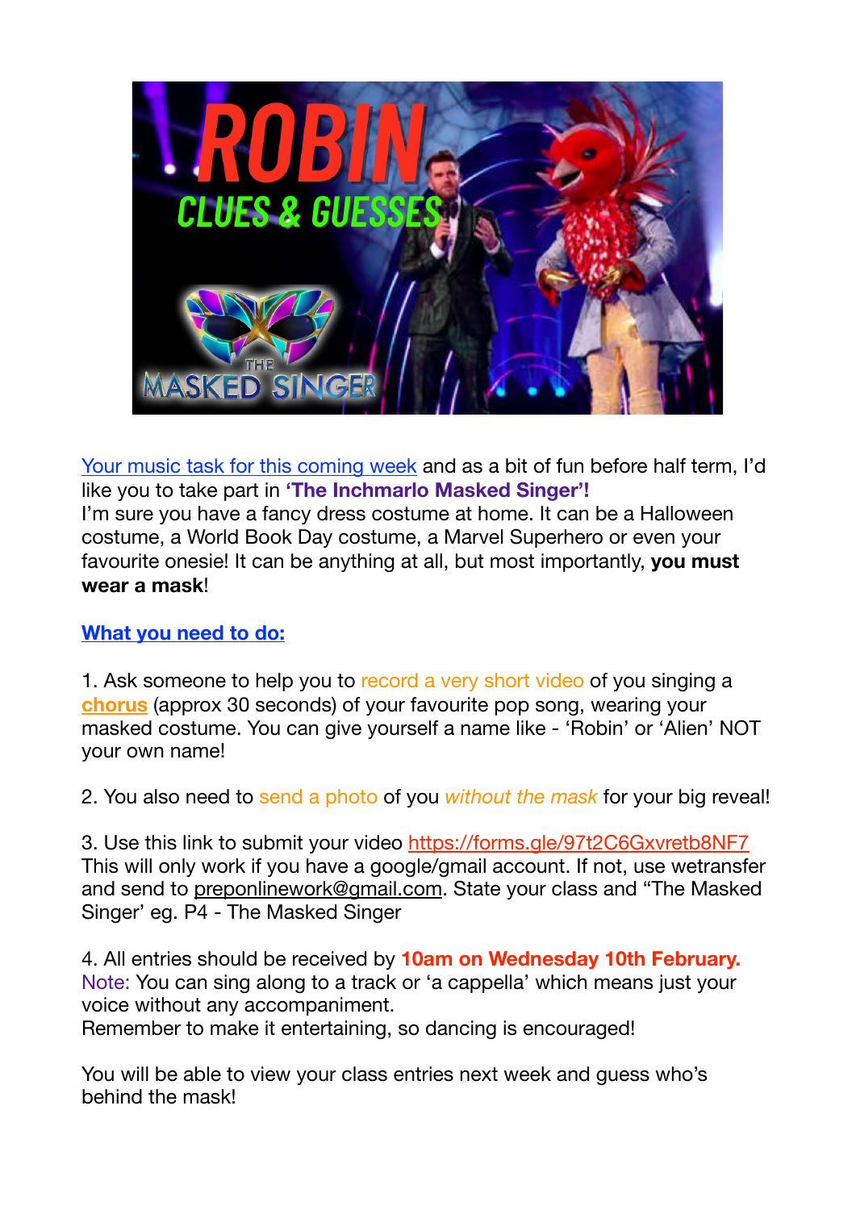Your music task for this coming week and as a bit of fun before half term, I'd like you to take part in **'The Inchmarlo Masked Singer'!**
I'm sure you have a fancy dress costume at home. It can be a Halloween costume, a World Book Day costume, a Marvel Superhero or even your favourite onesie! It can be anything at all, but most importantly, **you must wear a mask**!

**What you need to do:**

1. Ask someone to help you to record a very short video of you singing a **chorus** (approx 30 seconds) of your favourite pop song, wearing your masked costume. You can give yourself a name like - 'Robin' or 'Alien' NOT your own name!

2. You also need to send a photo of you *without the mask* for your big reveal!

3. Use this link to submit your video https://forms.gle/97t2C6Gxvretb8NF7
This will only work if you have a google/gmail account. If not, use wetransfer and send to preponlinework@gmail.com. State your class and "The Masked Singer' eg. P4 - The Masked Singer

4. All entries should be received by **10am on Wednesday 10th February.**
Note: You can sing along to a track or 'a cappella' which means just your voice without any accompaniment.
Remember to make it entertaining, so dancing is encouraged!

You will be able to view your class entries next week and guess who's behind the mask!